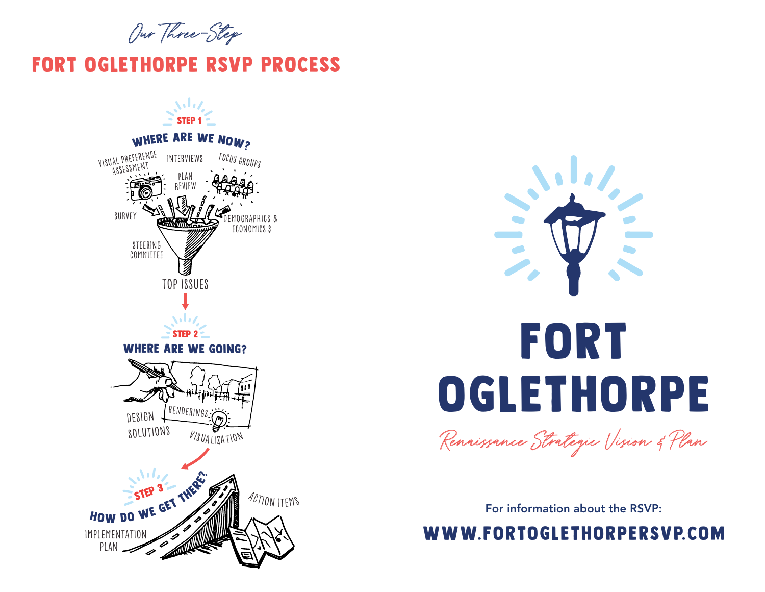*Our Three-Step*

# FORT OGLETHORPE RSVP PROCESS

**STEP 1**

## WHERE ARE WE NOW?

VISUAL PREFERENCE ASSESSMENT

INTERVIEWS

FOCUS GROUPS

PLAN REVIEW

SURVEY

DEMOGRAPHICS & ECONOMICS $

STEERING COMMITTEE

TOP ISSUES

**STEP 2**

## WHERE ARE WE GOING?

DESIGN SOLUTIONS

RENDERINGS

VISUALIZATION

**STEP 3**

## HOW DO WE GET THERE?

IMPLEMENTATION PLAN

ACTION ITEMS

# FORT OGLETHORPE

*Renaissance Strategic Vision & Plan*

For information about the RSVP:

**WWW.FORTOGLETHORPERSVP.COM**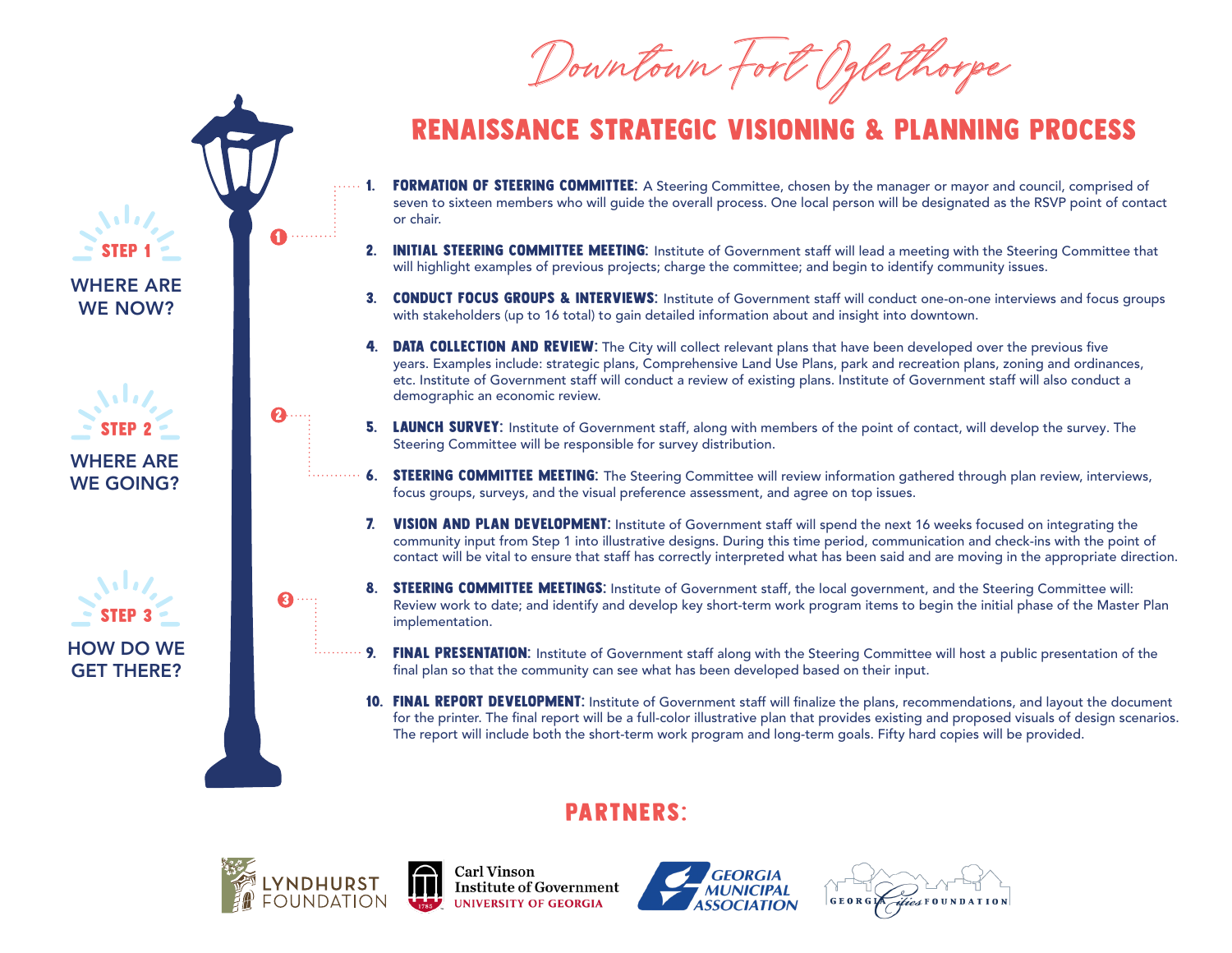# Downtown Fort Oglethorpe

## RENAISSANCE STRATEGIC VISIONING & PLANNING PROCESS

**STEP 1**
**WHERE ARE WE NOW?**

**STEP 2**
**WHERE ARE WE GOING?**

**STEP 3**
**HOW DO WE GET THERE?**

1. **FORMATION OF STEERING COMMITTEE:** A Steering Committee, chosen by the manager or mayor and council, comprised of seven to sixteen members who will guide the overall process. One local person will be designated as the RSVP point of contact or chair.
2. **INITIAL STEERING COMMITTEE MEETING:** Institute of Government staff will lead a meeting with the Steering Committee that will highlight examples of previous projects; charge the committee; and begin to identify community issues.
3. **CONDUCT FOCUS GROUPS & INTERVIEWS:** Institute of Government staff will conduct one-on-one interviews and focus groups with stakeholders (up to 16 total) to gain detailed information about and insight into downtown.
4. **DATA COLLECTION AND REVIEW:** The City will collect relevant plans that have been developed over the previous five years. Examples include: strategic plans, Comprehensive Land Use Plans, park and recreation plans, zoning and ordinances, etc. Institute of Government staff will conduct a review of existing plans. Institute of Government staff will also conduct a demographic an economic review.
5. **LAUNCH SURVEY:** Institute of Government staff, along with members of the point of contact, will develop the survey. The Steering Committee will be responsible for survey distribution.
6. **STEERING COMMITTEE MEETING:** The Steering Committee will review information gathered through plan review, interviews, focus groups, surveys, and the visual preference assessment, and agree on top issues.
7. **VISION AND PLAN DEVELOPMENT:** Institute of Government staff will spend the next 16 weeks focused on integrating the community input from Step 1 into illustrative designs. During this time period, communication and check-ins with the point of contact will be vital to ensure that staff has correctly interpreted what has been said and are moving in the appropriate direction.
8. **STEERING COMMITTEE MEETINGS:** Institute of Government staff, the local government, and the Steering Committee will: Review work to date; and identify and develop key short-term work program items to begin the initial phase of the Master Plan implementation.
9. **FINAL PRESENTATION:** Institute of Government staff along with the Steering Committee will host a public presentation of the final plan so that the community can see what has been developed based on their input.
10. **FINAL REPORT DEVELOPMENT:** Institute of Government staff will finalize the plans, recommendations, and layout the document for the printer. The final report will be a full-color illustrative plan that provides existing and proposed visuals of design scenarios. The report will include both the short-term work program and long-term goals. Fifty hard copies will be provided.

## PARTNERS:

LYNDHURST FOUNDATION

Carl Vinson Institute of Government, UNIVERSITY OF GEORGIA

GEORGIA MUNICIPAL ASSOCIATION

GEORGIA Cities FOUNDATION